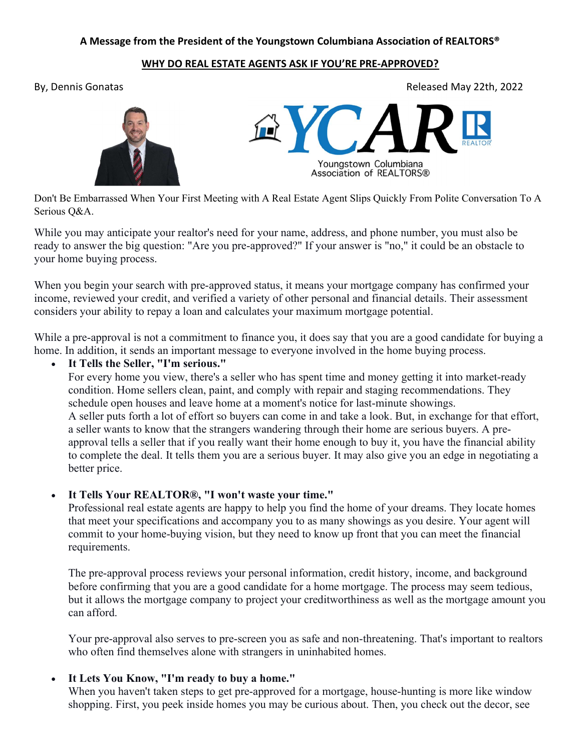**A Message from the President of the Youngstown Columbiana Association of REALTORS®**

## WHY DO REAL ESTATE AGENTS ASK IF YOU'RE PRE-APPROVED?

By, Dennis Gonatas

Released May 22th, 2022

YCAR Youngstown Columbiana Association of REALTORS®

Don't Be Embarrassed When Your First Meeting with A Real Estate Agent Slips Quickly From Polite Conversation To A Serious Q&A.

While you may anticipate your realtor's need for your name, address, and phone number, you must also be ready to answer the big question: "Are you pre-approved?" If your answer is "no," it could be an obstacle to your home buying process.

When you begin your search with pre-approved status, it means your mortgage company has confirmed your income, reviewed your credit, and verified a variety of other personal and financial details. Their assessment considers your ability to repay a loan and calculates your maximum mortgage potential.

While a pre-approval is not a commitment to finance you, it does say that you are a good candidate for buying a home. In addition, it sends an important message to everyone involved in the home buying process.

- **It Tells the Seller, "I'm serious."**
  For every home you view, there's a seller who has spent time and money getting it into market-ready condition. Home sellers clean, paint, and comply with repair and staging recommendations. They schedule open houses and leave home at a moment's notice for last-minute showings.
  A seller puts forth a lot of effort so buyers can come in and take a look. But, in exchange for that effort, a seller wants to know that the strangers wandering through their home are serious buyers. A pre-approval tells a seller that if you really want their home enough to buy it, you have the financial ability to complete the deal. It tells them you are a serious buyer. It may also give you an edge in negotiating a better price.

- **It Tells Your REALTOR®, "I won't waste your time."**
  Professional real estate agents are happy to help you find the home of your dreams. They locate homes that meet your specifications and accompany you to as many showings as you desire. Your agent will commit to your home-buying vision, but they need to know up front that you can meet the financial requirements.

  The pre-approval process reviews your personal information, credit history, income, and background before confirming that you are a good candidate for a home mortgage. The process may seem tedious, but it allows the mortgage company to project your creditworthiness as well as the mortgage amount you can afford.

  Your pre-approval also serves to pre-screen you as safe and non-threatening. That's important to realtors who often find themselves alone with strangers in uninhabited homes.

- **It Lets You Know, "I'm ready to buy a home."**
  When you haven't taken steps to get pre-approved for a mortgage, house-hunting is more like window shopping. First, you peek inside homes you may be curious about. Then, you check out the decor, see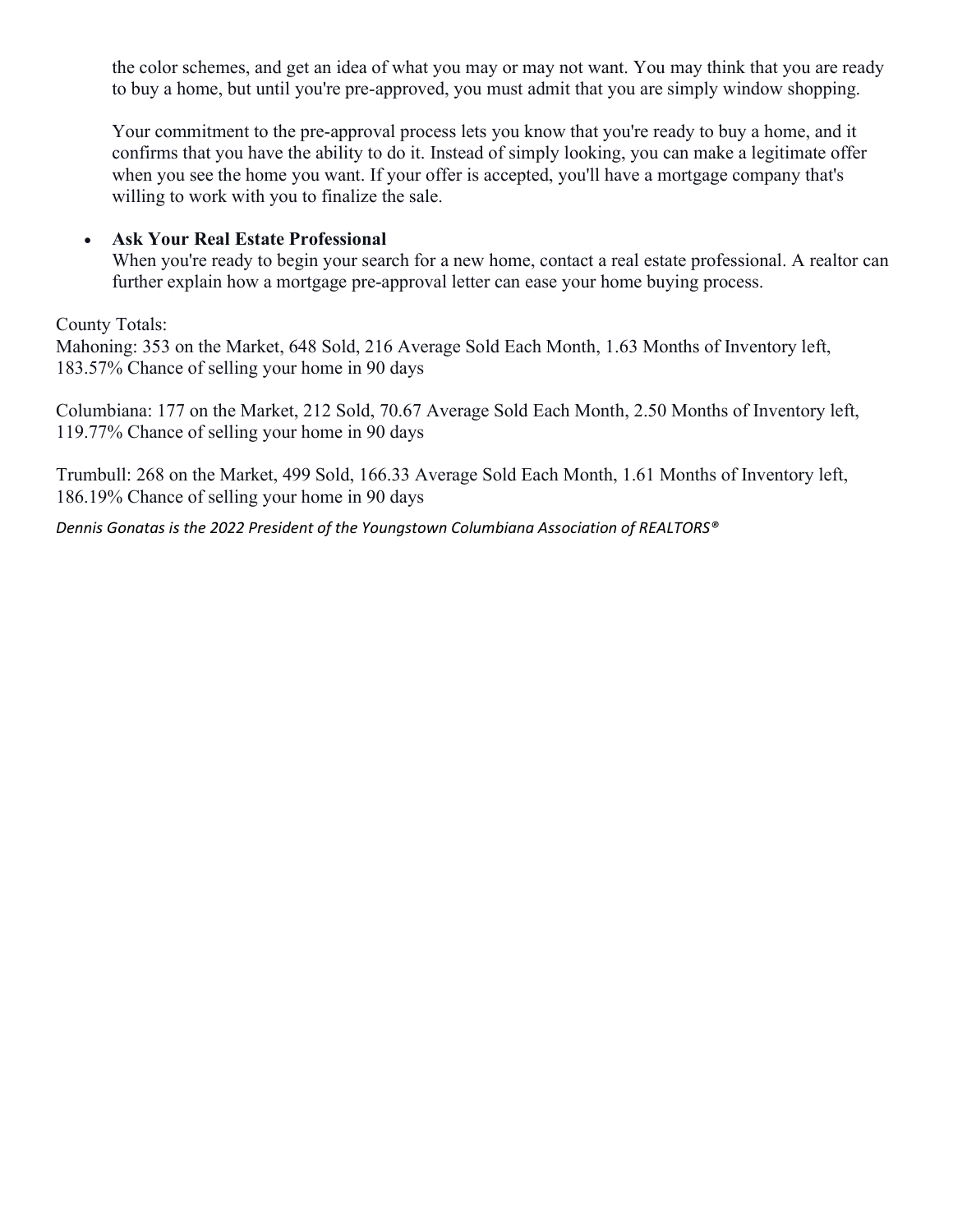the color schemes, and get an idea of what you may or may not want. You may think that you are ready to buy a home, but until you're pre-approved, you must admit that you are simply window shopping.

Your commitment to the pre-approval process lets you know that you're ready to buy a home, and it confirms that you have the ability to do it. Instead of simply looking, you can make a legitimate offer when you see the home you want. If your offer is accepted, you'll have a mortgage company that's willing to work with you to finalize the sale.

- **Ask Your Real Estate Professional**
  When you're ready to begin your search for a new home, contact a real estate professional. A realtor can further explain how a mortgage pre-approval letter can ease your home buying process.

County Totals:
Mahoning: 353 on the Market, 648 Sold, 216 Average Sold Each Month, 1.63 Months of Inventory left, 183.57% Chance of selling your home in 90 days

Columbiana: 177 on the Market, 212 Sold, 70.67 Average Sold Each Month, 2.50 Months of Inventory left, 119.77% Chance of selling your home in 90 days

Trumbull: 268 on the Market, 499 Sold, 166.33 Average Sold Each Month, 1.61 Months of Inventory left, 186.19% Chance of selling your home in 90 days

*Dennis Gonatas is the 2022 President of the Youngstown Columbiana Association of REALTORS®*